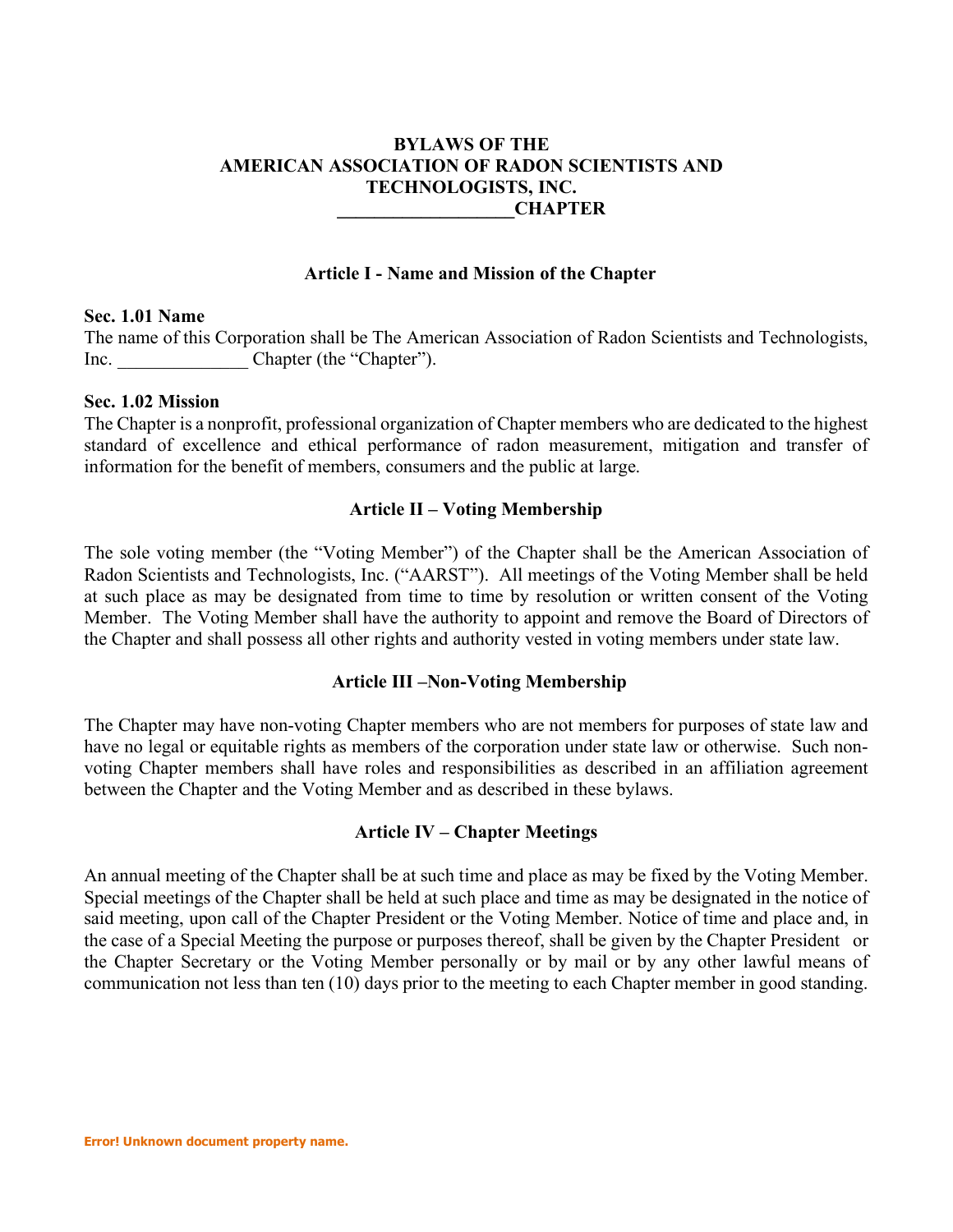# BYLAWS OF THE AMERICAN ASSOCIATION OF RADON SCIENTISTS AND TECHNOLOGISTS, INC. ___________________CHAPTER

## Article I - Name and Mission of the Chapter

**Sec. 1.01 Name**

The name of this Corporation shall be The American Association of Radon Scientists and Technologists, Inc. ______________ Chapter (the "Chapter").

**Sec. 1.02 Mission**

The Chapter is a nonprofit, professional organization of Chapter members who are dedicated to the highest standard of excellence and ethical performance of radon measurement, mitigation and transfer of information for the benefit of members, consumers and the public at large.

## Article II – Voting Membership

The sole voting member (the "Voting Member") of the Chapter shall be the American Association of Radon Scientists and Technologists, Inc. ("AARST"). All meetings of the Voting Member shall be held at such place as may be designated from time to time by resolution or written consent of the Voting Member. The Voting Member shall have the authority to appoint and remove the Board of Directors of the Chapter and shall possess all other rights and authority vested in voting members under state law.

## Article III –Non-Voting Membership

The Chapter may have non-voting Chapter members who are not members for purposes of state law and have no legal or equitable rights as members of the corporation under state law or otherwise. Such non-voting Chapter members shall have roles and responsibilities as described in an affiliation agreement between the Chapter and the Voting Member and as described in these bylaws.

## Article IV – Chapter Meetings

An annual meeting of the Chapter shall be at such time and place as may be fixed by the Voting Member. Special meetings of the Chapter shall be held at such place and time as may be designated in the notice of said meeting, upon call of the Chapter President or the Voting Member. Notice of time and place and, in the case of a Special Meeting the purpose or purposes thereof, shall be given by the Chapter President or the Chapter Secretary or the Voting Member personally or by mail or by any other lawful means of communication not less than ten (10) days prior to the meeting to each Chapter member in good standing.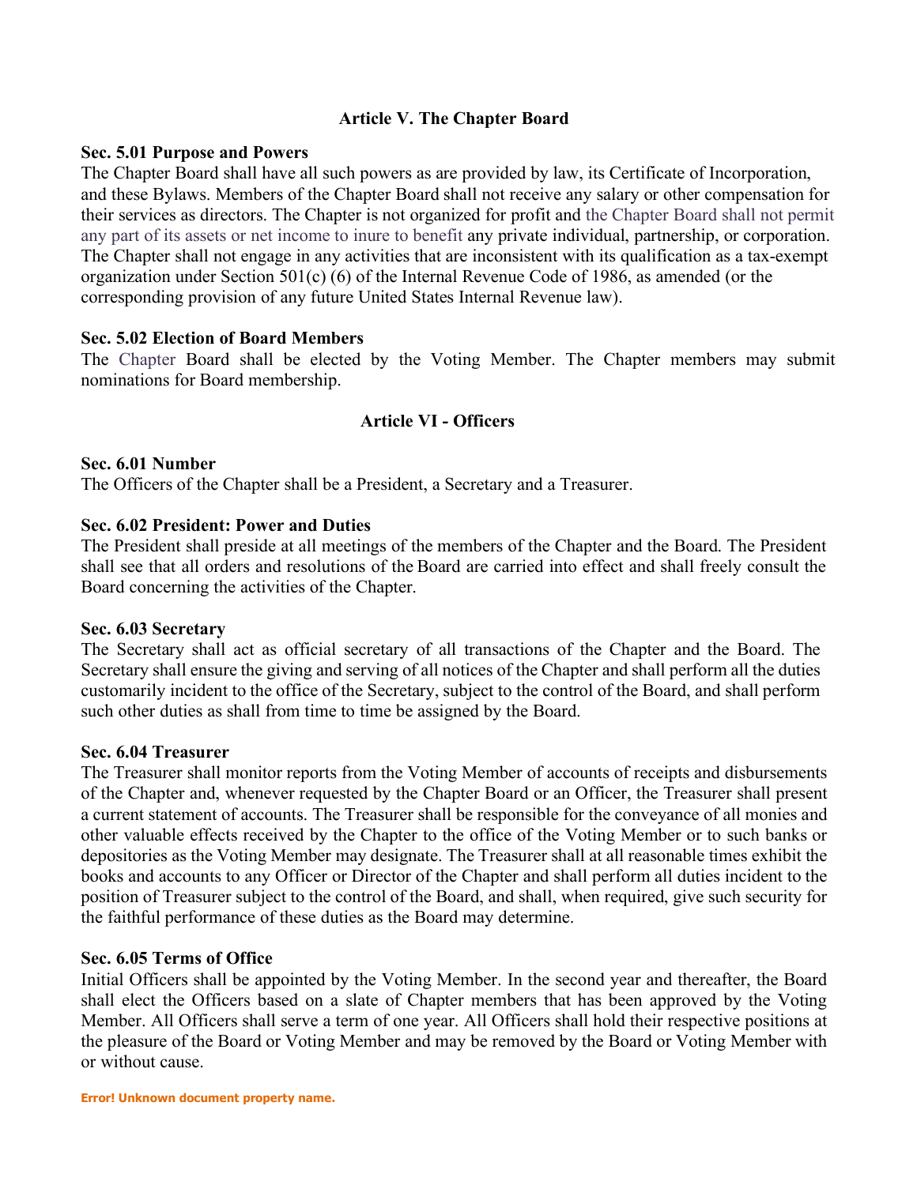## Article V. The Chapter Board

**Sec. 5.01 Purpose and Powers**

The Chapter Board shall have all such powers as are provided by law, its Certificate of Incorporation, and these Bylaws. Members of the Chapter Board shall not receive any salary or other compensation for their services as directors. The Chapter is not organized for profit and the Chapter Board shall not permit any part of its assets or net income to inure to benefit any private individual, partnership, or corporation. The Chapter shall not engage in any activities that are inconsistent with its qualification as a tax-exempt organization under Section 501(c) (6) of the Internal Revenue Code of 1986, as amended (or the corresponding provision of any future United States Internal Revenue law).

**Sec. 5.02 Election of Board Members**

The Chapter Board shall be elected by the Voting Member. The Chapter members may submit nominations for Board membership.

## Article VI - Officers

**Sec. 6.01 Number**

The Officers of the Chapter shall be a President, a Secretary and a Treasurer.

**Sec. 6.02 President: Power and Duties**

The President shall preside at all meetings of the members of the Chapter and the Board. The President shall see that all orders and resolutions of the Board are carried into effect and shall freely consult the Board concerning the activities of the Chapter.

**Sec. 6.03 Secretary**

The Secretary shall act as official secretary of all transactions of the Chapter and the Board. The Secretary shall ensure the giving and serving of all notices of the Chapter and shall perform all the duties customarily incident to the office of the Secretary, subject to the control of the Board, and shall perform such other duties as shall from time to time be assigned by the Board.

**Sec. 6.04 Treasurer**

The Treasurer shall monitor reports from the Voting Member of accounts of receipts and disbursements of the Chapter and, whenever requested by the Chapter Board or an Officer, the Treasurer shall present a current statement of accounts. The Treasurer shall be responsible for the conveyance of all monies and other valuable effects received by the Chapter to the office of the Voting Member or to such banks or depositories as the Voting Member may designate. The Treasurer shall at all reasonable times exhibit the books and accounts to any Officer or Director of the Chapter and shall perform all duties incident to the position of Treasurer subject to the control of the Board, and shall, when required, give such security for the faithful performance of these duties as the Board may determine.

**Sec. 6.05 Terms of Office**

Initial Officers shall be appointed by the Voting Member. In the second year and thereafter, the Board shall elect the Officers based on a slate of Chapter members that has been approved by the Voting Member. All Officers shall serve a term of one year. All Officers shall hold their respective positions at the pleasure of the Board or Voting Member and may be removed by the Board or Voting Member with or without cause.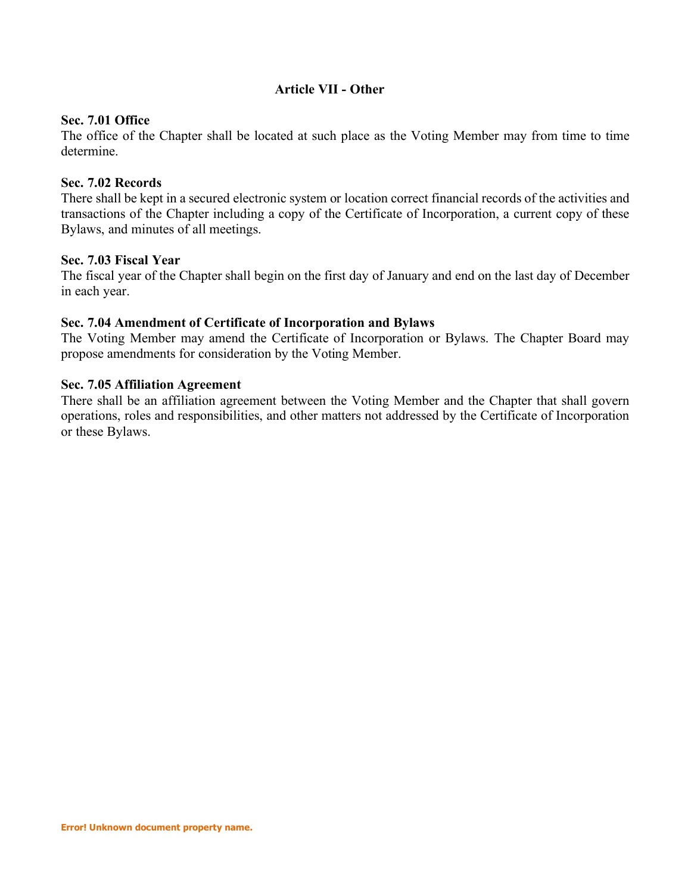## Article VII - Other

**Sec. 7.01 Office**
The office of the Chapter shall be located at such place as the Voting Member may from time to time determine.

**Sec. 7.02 Records**
There shall be kept in a secured electronic system or location correct financial records of the activities and transactions of the Chapter including a copy of the Certificate of Incorporation, a current copy of these Bylaws, and minutes of all meetings.

**Sec. 7.03 Fiscal Year**
The fiscal year of the Chapter shall begin on the first day of January and end on the last day of December in each year.

**Sec. 7.04 Amendment of Certificate of Incorporation and Bylaws**
The Voting Member may amend the Certificate of Incorporation or Bylaws. The Chapter Board may propose amendments for consideration by the Voting Member.

**Sec. 7.05 Affiliation Agreement**
There shall be an affiliation agreement between the Voting Member and the Chapter that shall govern operations, roles and responsibilities, and other matters not addressed by the Certificate of Incorporation or these Bylaws.